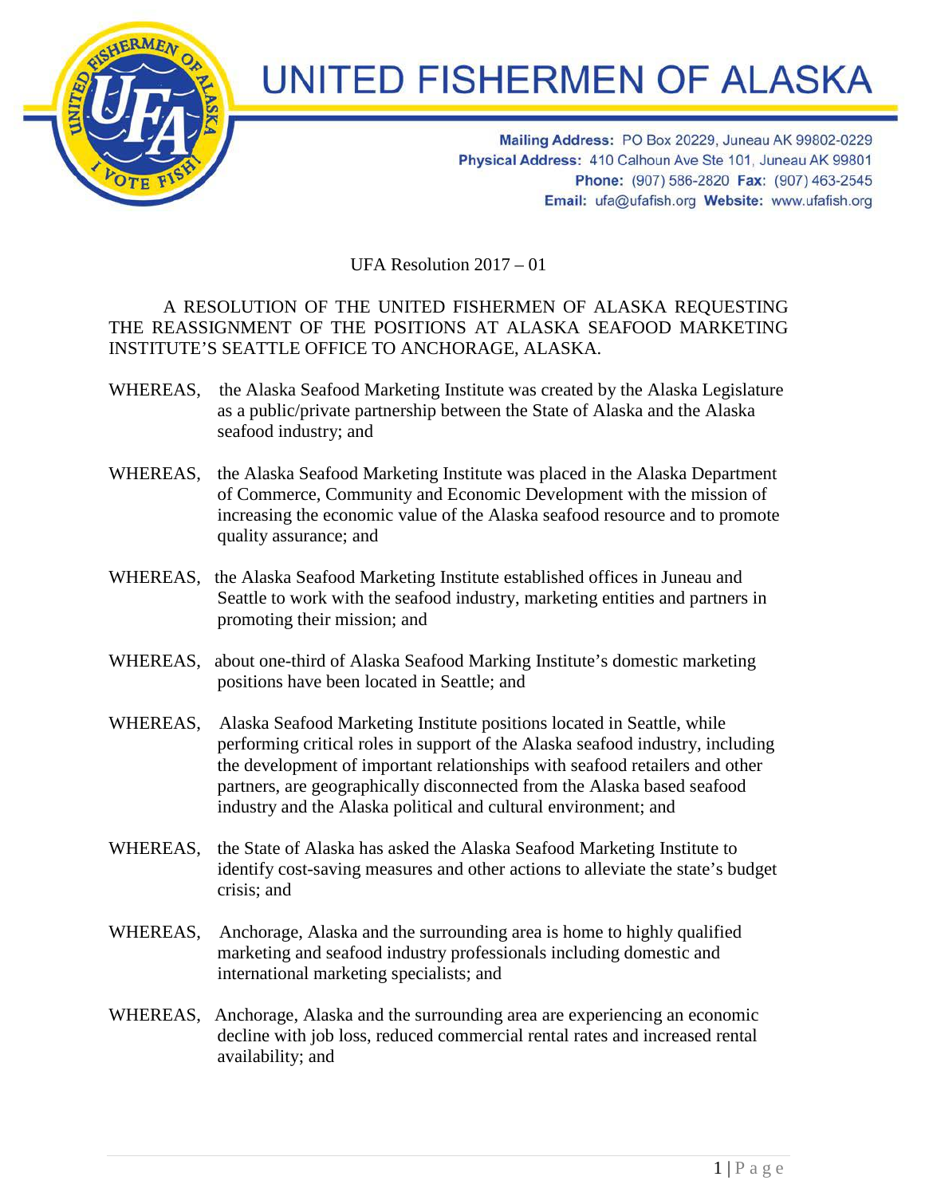# UNITED FISHERMEN OF ALASKA

**Mailing Address:** PO Box 20229, Juneau AK 99802-0229
**Physical Address:** 410 Calhoun Ave Ste 101, Juneau AK 99801
**Phone:** (907) 586-2820 **Fax:** (907) 463-2545
**Email:** ufa@ufafish.org **Website:** www.ufafish.org

UFA Resolution 2017 – 01

A RESOLUTION OF THE UNITED FISHERMEN OF ALASKA REQUESTING THE REASSIGNMENT OF THE POSITIONS AT ALASKA SEAFOOD MARKETING INSTITUTE'S SEATTLE OFFICE TO ANCHORAGE, ALASKA.

WHEREAS, the Alaska Seafood Marketing Institute was created by the Alaska Legislature as a public/private partnership between the State of Alaska and the Alaska seafood industry; and

WHEREAS, the Alaska Seafood Marketing Institute was placed in the Alaska Department of Commerce, Community and Economic Development with the mission of increasing the economic value of the Alaska seafood resource and to promote quality assurance; and

WHEREAS, the Alaska Seafood Marketing Institute established offices in Juneau and Seattle to work with the seafood industry, marketing entities and partners in promoting their mission; and

WHEREAS, about one-third of Alaska Seafood Marking Institute's domestic marketing positions have been located in Seattle; and

WHEREAS, Alaska Seafood Marketing Institute positions located in Seattle, while performing critical roles in support of the Alaska seafood industry, including the development of important relationships with seafood retailers and other partners, are geographically disconnected from the Alaska based seafood industry and the Alaska political and cultural environment; and

WHEREAS, the State of Alaska has asked the Alaska Seafood Marketing Institute to identify cost-saving measures and other actions to alleviate the state's budget crisis; and

WHEREAS, Anchorage, Alaska and the surrounding area is home to highly qualified marketing and seafood industry professionals including domestic and international marketing specialists; and

WHEREAS, Anchorage, Alaska and the surrounding area are experiencing an economic decline with job loss, reduced commercial rental rates and increased rental availability; and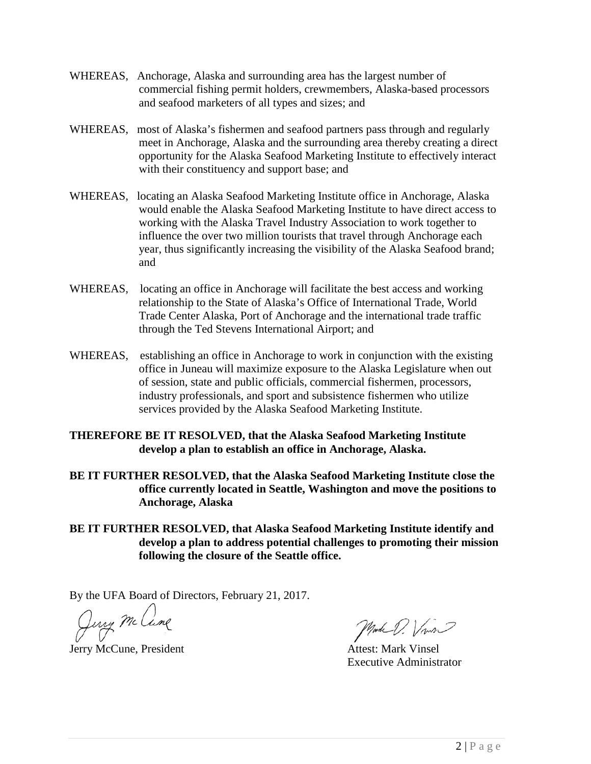WHEREAS, Anchorage, Alaska and surrounding area has the largest number of commercial fishing permit holders, crewmembers, Alaska-based processors and seafood marketers of all types and sizes; and

WHEREAS, most of Alaska's fishermen and seafood partners pass through and regularly meet in Anchorage, Alaska and the surrounding area thereby creating a direct opportunity for the Alaska Seafood Marketing Institute to effectively interact with their constituency and support base; and

WHEREAS, locating an Alaska Seafood Marketing Institute office in Anchorage, Alaska would enable the Alaska Seafood Marketing Institute to have direct access to working with the Alaska Travel Industry Association to work together to influence the over two million tourists that travel through Anchorage each year, thus significantly increasing the visibility of the Alaska Seafood brand; and

WHEREAS, locating an office in Anchorage will facilitate the best access and working relationship to the State of Alaska's Office of International Trade, World Trade Center Alaska, Port of Anchorage and the international trade traffic through the Ted Stevens International Airport; and

WHEREAS, establishing an office in Anchorage to work in conjunction with the existing office in Juneau will maximize exposure to the Alaska Legislature when out of session, state and public officials, commercial fishermen, processors, industry professionals, and sport and subsistence fishermen who utilize services provided by the Alaska Seafood Marketing Institute.

**THEREFORE BE IT RESOLVED, that the Alaska Seafood Marketing Institute develop a plan to establish an office in Anchorage, Alaska.**

**BE IT FURTHER RESOLVED, that the Alaska Seafood Marketing Institute close the office currently located in Seattle, Washington and move the positions to Anchorage, Alaska**

**BE IT FURTHER RESOLVED, that Alaska Seafood Marketing Institute identify and develop a plan to address potential challenges to promoting their mission following the closure of the Seattle office.**

By the UFA Board of Directors, February 21, 2017.

Jerry McCune, President

Attest: Mark Vinsel
Executive Administrator